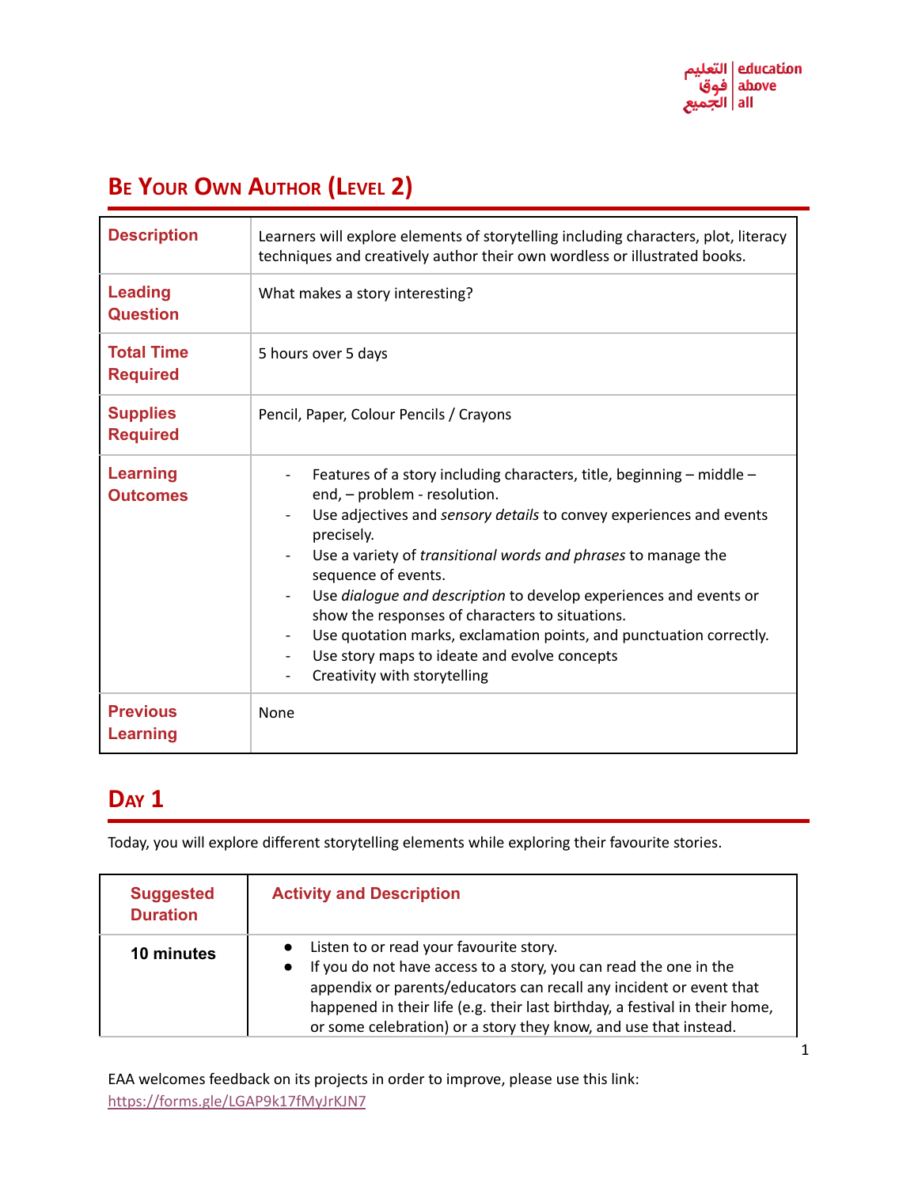# Be Your Own Author (Level 2)

| | |
|---|---|
| **Description** | Learners will explore elements of storytelling including characters, plot, literacy techniques and creatively author their own wordless or illustrated books. |
| **Leading Question** | What makes a story interesting? |
| **Total Time Required** | 5 hours over 5 days |
| **Supplies Required** | Pencil, Paper, Colour Pencils / Crayons |
| **Learning Outcomes** | - Features of a story including characters, title, beginning – middle – end, – problem - resolution.<br>- Use adjectives and *sensory details* to convey experiences and events precisely.<br>- Use a variety of *transitional words and phrases* to manage the sequence of events.<br>- Use *dialogue and description* to develop experiences and events or show the responses of characters to situations.<br>- Use quotation marks, exclamation points, and punctuation correctly.<br>- Use story maps to ideate and evolve concepts<br>- Creativity with storytelling |
| **Previous Learning** | None |

## Day 1

Today, you will explore different storytelling elements while exploring their favourite stories.

| Suggested Duration | Activity and Description |
|---|---|
| **10 minutes** | • Listen to or read your favourite story.<br>• If you do not have access to a story, you can read the one in the appendix or parents/educators can recall any incident or event that happened in their life (e.g. their last birthday, a festival in their home, or some celebration) or a story they know, and use that instead. |

EAA welcomes feedback on its projects in order to improve, please use this link: https://forms.gle/LGAP9k17fMyJrKJN7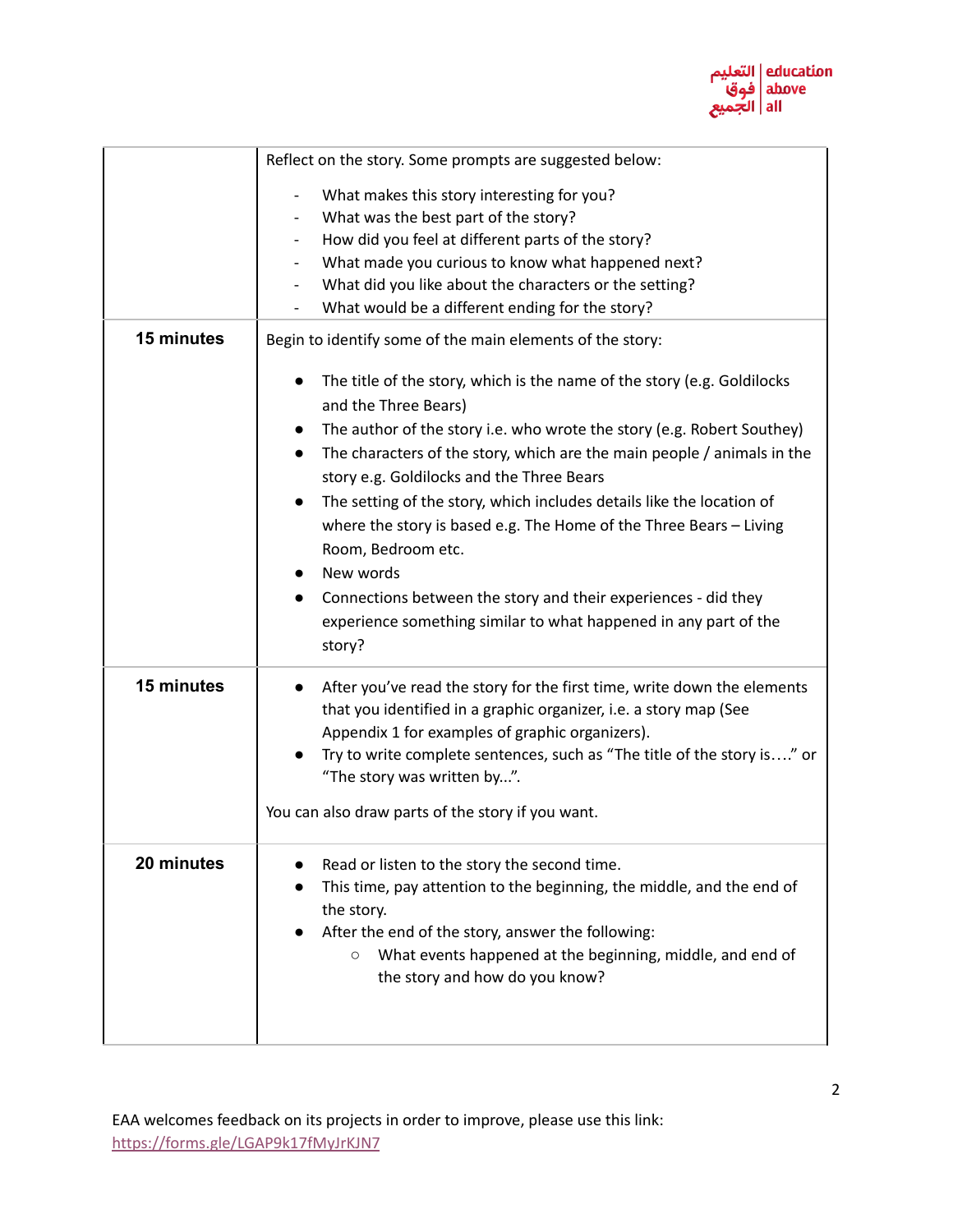| | |
|---|---|
| | Reflect on the story. Some prompts are suggested below:<br><br>- What makes this story interesting for you?<br>- What was the best part of the story?<br>- How did you feel at different parts of the story?<br>- What made you curious to know what happened next?<br>- What did you like about the characters or the setting?<br>- What would be a different ending for the story? |
| **15 minutes** | Begin to identify some of the main elements of the story:<br><br>● The title of the story, which is the name of the story (e.g. Goldilocks and the Three Bears)<br>● The author of the story i.e. who wrote the story (e.g. Robert Southey)<br>● The characters of the story, which are the main people / animals in the story e.g. Goldilocks and the Three Bears<br>● The setting of the story, which includes details like the location of where the story is based e.g. The Home of the Three Bears – Living Room, Bedroom etc.<br>● New words<br>● Connections between the story and their experiences - did they experience something similar to what happened in any part of the story? |
| **15 minutes** | ● After you've read the story for the first time, write down the elements that you identified in a graphic organizer, i.e. a story map (See Appendix 1 for examples of graphic organizers).<br>● Try to write complete sentences, such as "The title of the story is…." or "The story was written by...".<br><br>You can also draw parts of the story if you want. |
| **20 minutes** | ● Read or listen to the story the second time.<br>● This time, pay attention to the beginning, the middle, and the end of the story.<br>● After the end of the story, answer the following:<br>&nbsp;&nbsp;&nbsp;&nbsp;○ What events happened at the beginning, middle, and end of the story and how do you know? |

EAA welcomes feedback on its projects in order to improve, please use this link: https://forms.gle/LGAP9k17fMyJrKJN7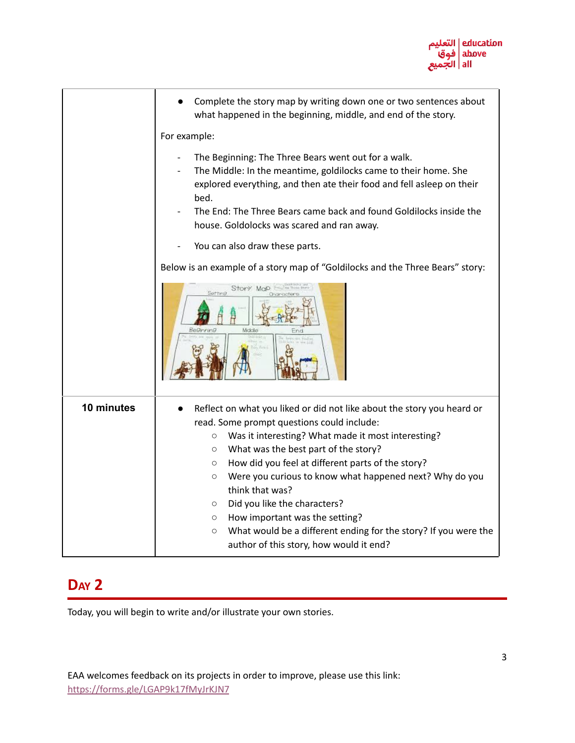| | |
|---|---|
| | ● Complete the story map by writing down one or two sentences about what happened in the beginning, middle, and end of the story.<br><br>For example:<br><br>- The Beginning: The Three Bears went out for a walk.<br>- The Middle: In the meantime, goldilocks came to their home. She explored everything, and then ate their food and fell asleep on their bed.<br>- The End: The Three Bears came back and found Goldilocks inside the house. Goldolocks was scared and ran away.<br><br>- You can also draw these parts.<br><br>Below is an example of a story map of "Goldilocks and the Three Bears" story: |
| **10 minutes** | ● Reflect on what you liked or did not like about the story you heard or read. Some prompt questions could include:<br>○ Was it interesting? What made it most interesting?<br>○ What was the best part of the story?<br>○ How did you feel at different parts of the story?<br>○ Were you curious to know what happened next? Why do you think that was?<br>○ Did you like the characters?<br>○ How important was the setting?<br>○ What would be a different ending for the story? If you were the author of this story, how would it end? |

## Day 2

Today, you will begin to write and/or illustrate your own stories.

EAA welcomes feedback on its projects in order to improve, please use this link: https://forms.gle/LGAP9k17fMyJrKJN7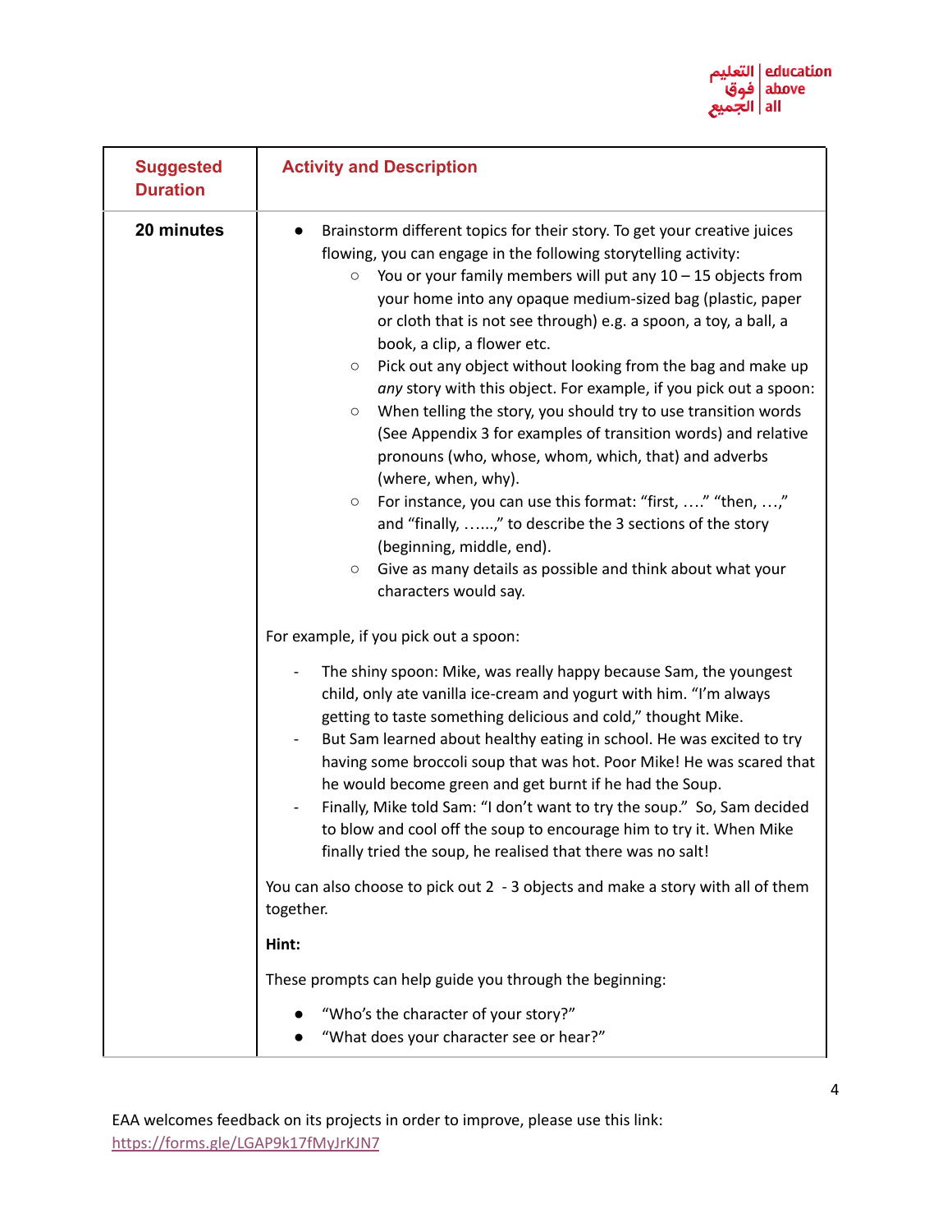| Suggested Duration | Activity and Description |
|---|---|
| **20 minutes** | • Brainstorm different topics for their story. To get your creative juices flowing, you can engage in the following storytelling activity:<br>  ○ You or your family members will put any 10 – 15 objects from your home into any opaque medium-sized bag (plastic, paper or cloth that is not see through) e.g. a spoon, a toy, a ball, a book, a clip, a flower etc.<br>  ○ Pick out any object without looking from the bag and make up *any* story with this object. For example, if you pick out a spoon:<br>  ○ When telling the story, you should try to use transition words (See Appendix 3 for examples of transition words) and relative pronouns (who, whose, whom, which, that) and adverbs (where, when, why).<br>  ○ For instance, you can use this format: "first, …." "then, …," and "finally, …...," to describe the 3 sections of the story (beginning, middle, end).<br>  ○ Give as many details as possible and think about what your characters would say.<br><br>For example, if you pick out a spoon:<br><br>- The shiny spoon: Mike, was really happy because Sam, the youngest child, only ate vanilla ice-cream and yogurt with him. "I'm always getting to taste something delicious and cold," thought Mike.<br>- But Sam learned about healthy eating in school. He was excited to try having some broccoli soup that was hot. Poor Mike! He was scared that he would become green and get burnt if he had the Soup.<br>- Finally, Mike told Sam: "I don't want to try the soup." So, Sam decided to blow and cool off the soup to encourage him to try it. When Mike finally tried the soup, he realised that there was no salt!<br><br>You can also choose to pick out 2 - 3 objects and make a story with all of them together.<br><br>**Hint:**<br><br>These prompts can help guide you through the beginning:<br><br>• "Who's the character of your story?"<br>• "What does your character see or hear?" |

EAA welcomes feedback on its projects in order to improve, please use this link: https://forms.gle/LGAP9k17fMyJrKJN7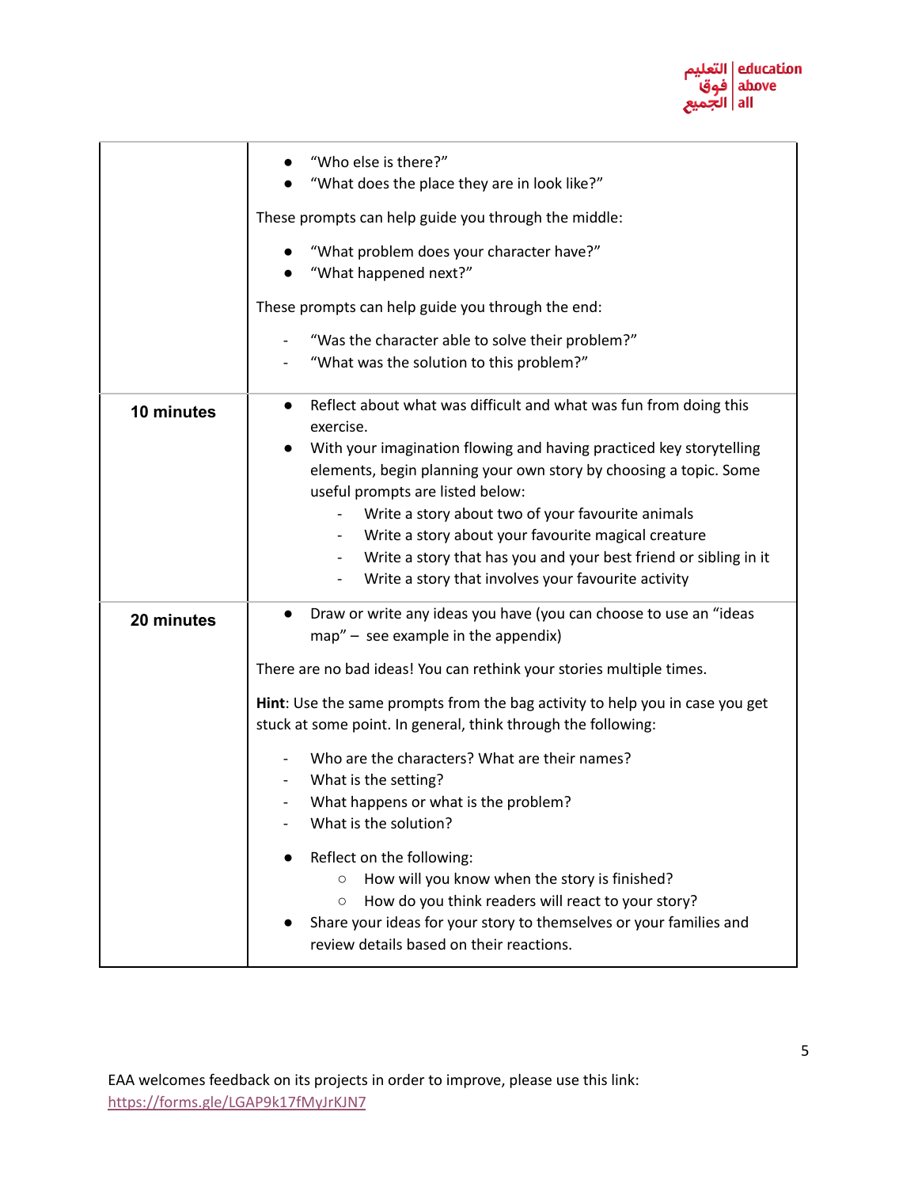| | |
|---|---|
| | ● "Who else is there?"<br>● "What does the place they are in look like?"<br><br>These prompts can help guide you through the middle:<br><br>● "What problem does your character have?"<br>● "What happened next?"<br><br>These prompts can help guide you through the end:<br><br>- "Was the character able to solve their problem?"<br>- "What was the solution to this problem?" |
| **10 minutes** | ● Reflect about what was difficult and what was fun from doing this exercise.<br>● With your imagination flowing and having practiced key storytelling elements, begin planning your own story by choosing a topic. Some useful prompts are listed below:<br>  - Write a story about two of your favourite animals<br>  - Write a story about your favourite magical creature<br>  - Write a story that has you and your best friend or sibling in it<br>  - Write a story that involves your favourite activity |
| **20 minutes** | ● Draw or write any ideas you have (you can choose to use an "ideas map" – see example in the appendix)<br><br>There are no bad ideas! You can rethink your stories multiple times.<br><br>**Hint**: Use the same prompts from the bag activity to help you in case you get stuck at some point. In general, think through the following:<br><br>- Who are the characters? What are their names?<br>- What is the setting?<br>- What happens or what is the problem?<br>- What is the solution?<br><br>● Reflect on the following:<br>  ○ How will you know when the story is finished?<br>  ○ How do you think readers will react to your story?<br>● Share your ideas for your story to themselves or your families and review details based on their reactions. |

EAA welcomes feedback on its projects in order to improve, please use this link: https://forms.gle/LGAP9k17fMyJrKJN7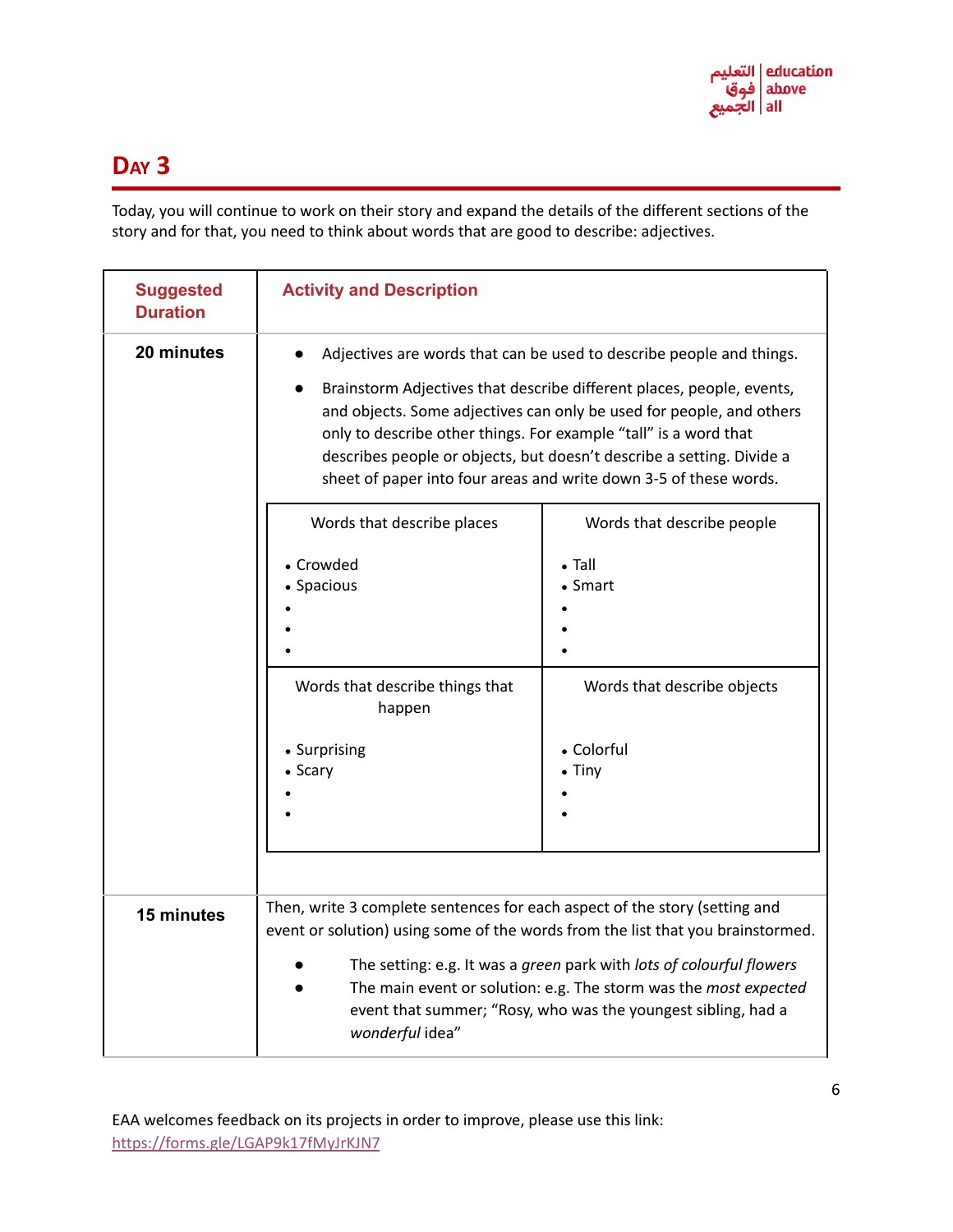# Day 3

Today, you will continue to work on their story and expand the details of the different sections of the story and for that, you need to think about words that are good to describe: adjectives.

| Suggested Duration | Activity and Description |
|---|---|
| **20 minutes** | • Adjectives are words that can be used to describe people and things.<br>• Brainstorm Adjectives that describe different places, people, events, and objects. Some adjectives can only be used for people, and others only to describe other things. For example "tall" is a word that describes people or objects, but doesn't describe a setting. Divide a sheet of paper into four areas and write down 3-5 of these words. |
| **15 minutes** | Then, write 3 complete sentences for each aspect of the story (setting and event or solution) using some of the words from the list that you brainstormed.<br>• The setting: e.g. It was a *green* park with *lots of colourful flowers*<br>• The main event or solution: e.g. The storm was the *most expected* event that summer; "Rosy, who was the youngest sibling, had a *wonderful* idea" |

| Words that describe places | Words that describe people |
|---|---|
| • Crowded<br>• Spacious<br>•<br>•<br>• | • Tall<br>• Smart<br>•<br>•<br>• |
| **Words that describe things that happen** | **Words that describe objects** |
| • Surprising<br>• Scary<br>•<br>• | • Colorful<br>• Tiny<br>•<br>• |

EAA welcomes feedback on its projects in order to improve, please use this link: https://forms.gle/LGAP9k17fMyJrKJN7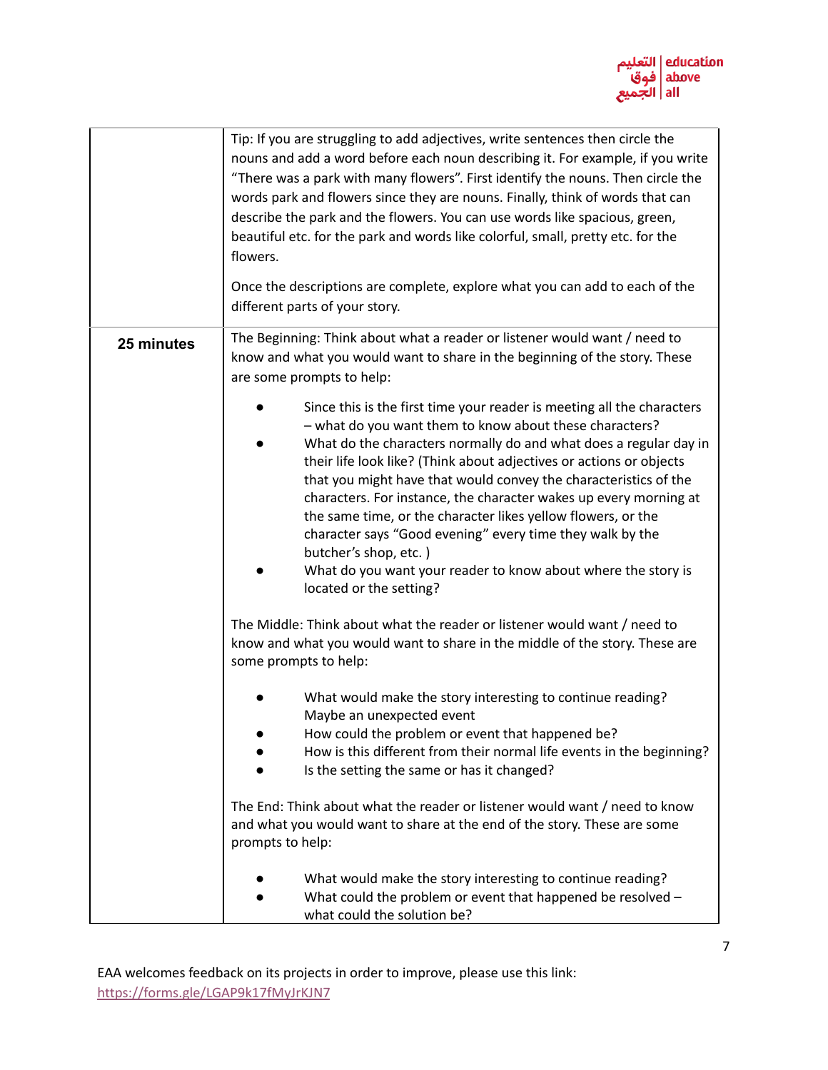| | |
|---|---|
| | Tip: If you are struggling to add adjectives, write sentences then circle the nouns and add a word before each noun describing it. For example, if you write "There was a park with many flowers". First identify the nouns. Then circle the words park and flowers since they are nouns. Finally, think of words that can describe the park and the flowers. You can use words like spacious, green, beautiful etc. for the park and words like colorful, small, pretty etc. for the flowers.<br><br>Once the descriptions are complete, explore what you can add to each of the different parts of your story. |
| **25 minutes** | The Beginning: Think about what a reader or listener would want / need to know and what you would want to share in the beginning of the story. These are some prompts to help:<br><br>● Since this is the first time your reader is meeting all the characters – what do you want them to know about these characters?<br>● What do the characters normally do and what does a regular day in their life look like? (Think about adjectives or actions or objects that you might have that would convey the characteristics of the characters. For instance, the character wakes up every morning at the same time, or the character likes yellow flowers, or the character says "Good evening" every time they walk by the butcher's shop, etc. )<br>● What do you want your reader to know about where the story is located or the setting?<br><br>The Middle: Think about what the reader or listener would want / need to know and what you would want to share in the middle of the story. These are some prompts to help:<br><br>● What would make the story interesting to continue reading? Maybe an unexpected event<br>● How could the problem or event that happened be?<br>● How is this different from their normal life events in the beginning?<br>● Is the setting the same or has it changed?<br><br>The End: Think about what the reader or listener would want / need to know and what you would want to share at the end of the story. These are some prompts to help:<br><br>● What would make the story interesting to continue reading?<br>● What could the problem or event that happened be resolved – what could the solution be? |

EAA welcomes feedback on its projects in order to improve, please use this link: https://forms.gle/LGAP9k17fMyJrKJN7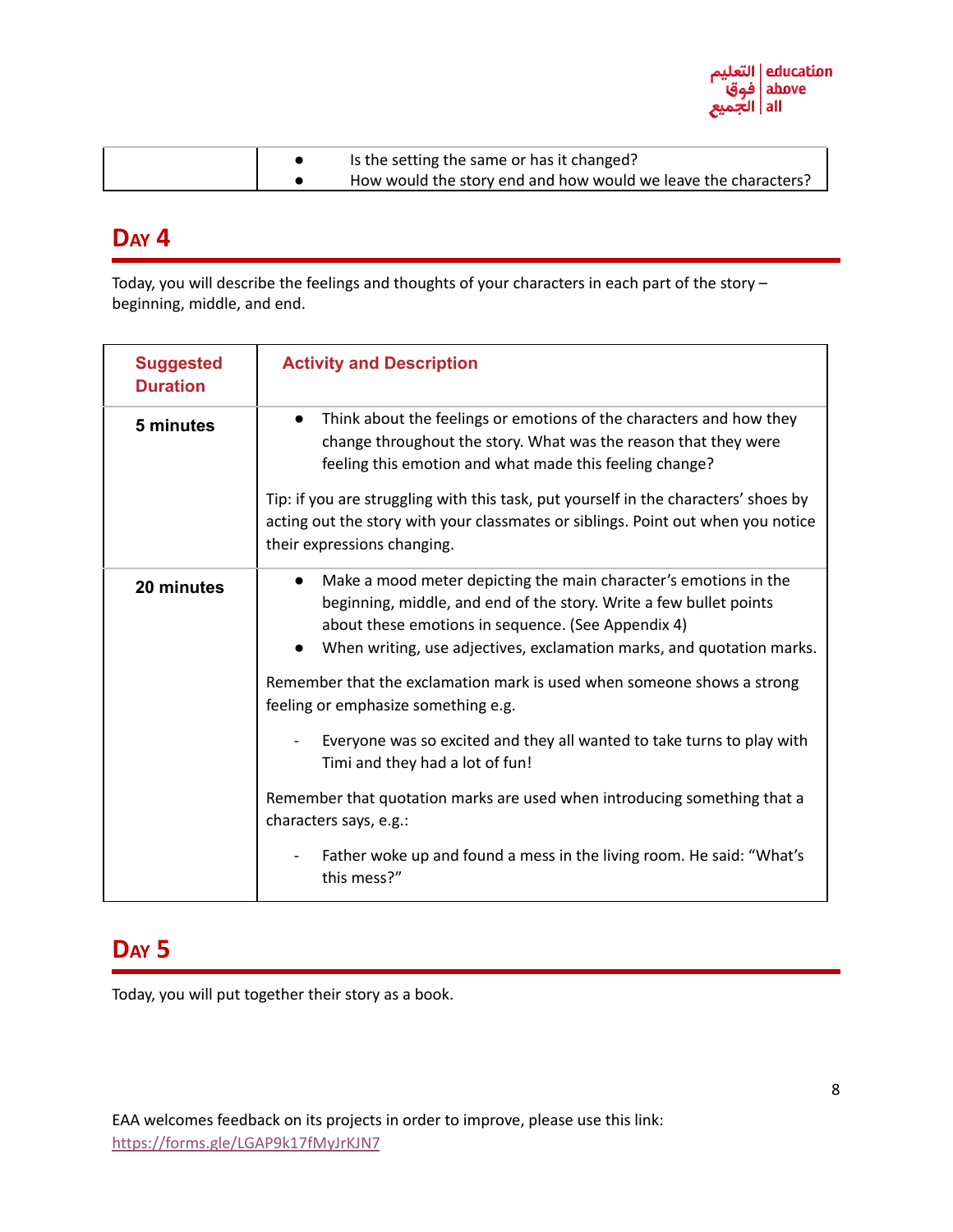| | |
|---|---|
| | • Is the setting the same or has it changed?<br>• How would the story end and how would we leave the characters? |

## Day 4

Today, you will describe the feelings and thoughts of your characters in each part of the story – beginning, middle, and end.

| Suggested Duration | Activity and Description |
|---|---|
| **5 minutes** | • Think about the feelings or emotions of the characters and how they change throughout the story. What was the reason that they were feeling this emotion and what made this feeling change?<br><br>Tip: if you are struggling with this task, put yourself in the characters' shoes by acting out the story with your classmates or siblings. Point out when you notice their expressions changing. |
| **20 minutes** | • Make a mood meter depicting the main character's emotions in the beginning, middle, and end of the story. Write a few bullet points about these emotions in sequence. (See Appendix 4)<br>• When writing, use adjectives, exclamation marks, and quotation marks.<br><br>Remember that the exclamation mark is used when someone shows a strong feeling or emphasize something e.g.<br><br>- Everyone was so excited and they all wanted to take turns to play with Timi and they had a lot of fun!<br><br>Remember that quotation marks are used when introducing something that a characters says, e.g.:<br><br>- Father woke up and found a mess in the living room. He said: "What's this mess?" |

## Day 5

Today, you will put together their story as a book.

EAA welcomes feedback on its projects in order to improve, please use this link: https://forms.gle/LGAP9k17fMyJrKJN7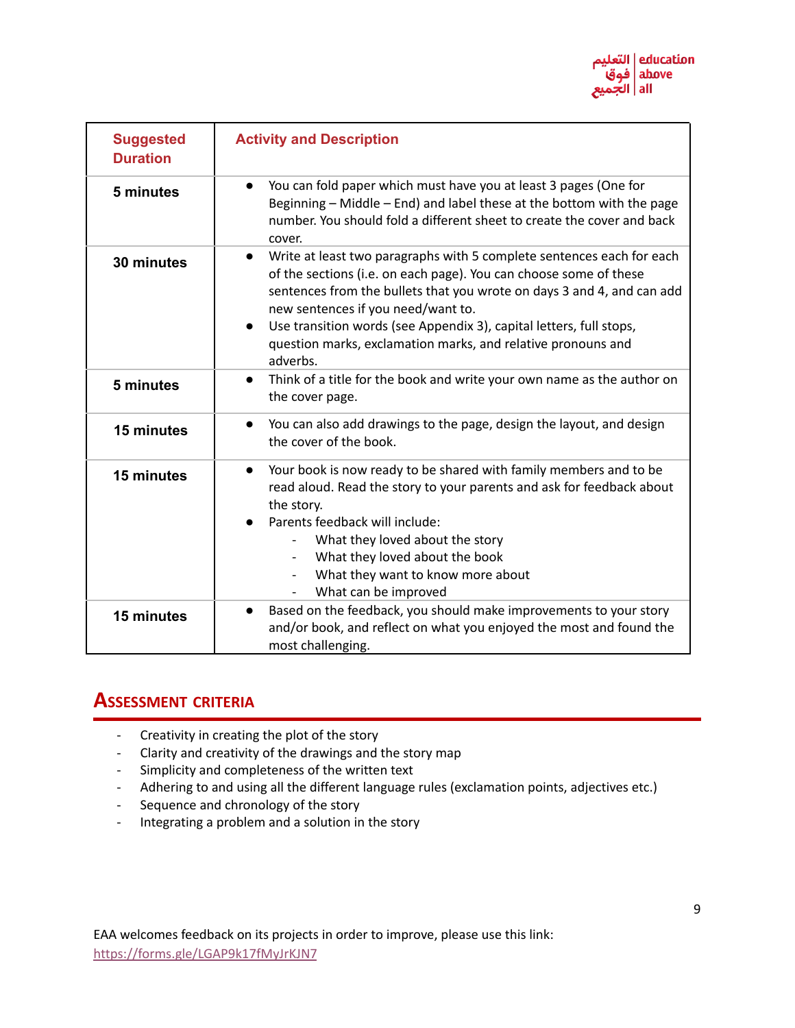| Suggested Duration | Activity and Description |
|---|---|
| **5 minutes** | • You can fold paper which must have you at least 3 pages (One for Beginning – Middle – End) and label these at the bottom with the page number. You should fold a different sheet to create the cover and back cover. |
| **30 minutes** | • Write at least two paragraphs with 5 complete sentences each for each of the sections (i.e. on each page). You can choose some of these sentences from the bullets that you wrote on days 3 and 4, and can add new sentences if you need/want to.<br>• Use transition words (see Appendix 3), capital letters, full stops, question marks, exclamation marks, and relative pronouns and adverbs. |
| **5 minutes** | • Think of a title for the book and write your own name as the author on the cover page. |
| **15 minutes** | • You can also add drawings to the page, design the layout, and design the cover of the book. |
| **15 minutes** | • Your book is now ready to be shared with family members and to be read aloud. Read the story to your parents and ask for feedback about the story.<br>• Parents feedback will include:<br>- What they loved about the story<br>- What they loved about the book<br>- What they want to know more about<br>- What can be improved |
| **15 minutes** | • Based on the feedback, you should make improvements to your story and/or book, and reflect on what you enjoyed the most and found the most challenging. |

## Assessment criteria

- Creativity in creating the plot of the story
- Clarity and creativity of the drawings and the story map
- Simplicity and completeness of the written text
- Adhering to and using all the different language rules (exclamation points, adjectives etc.)
- Sequence and chronology of the story
- Integrating a problem and a solution in the story

EAA welcomes feedback on its projects in order to improve, please use this link: https://forms.gle/LGAP9k17fMyJrKJN7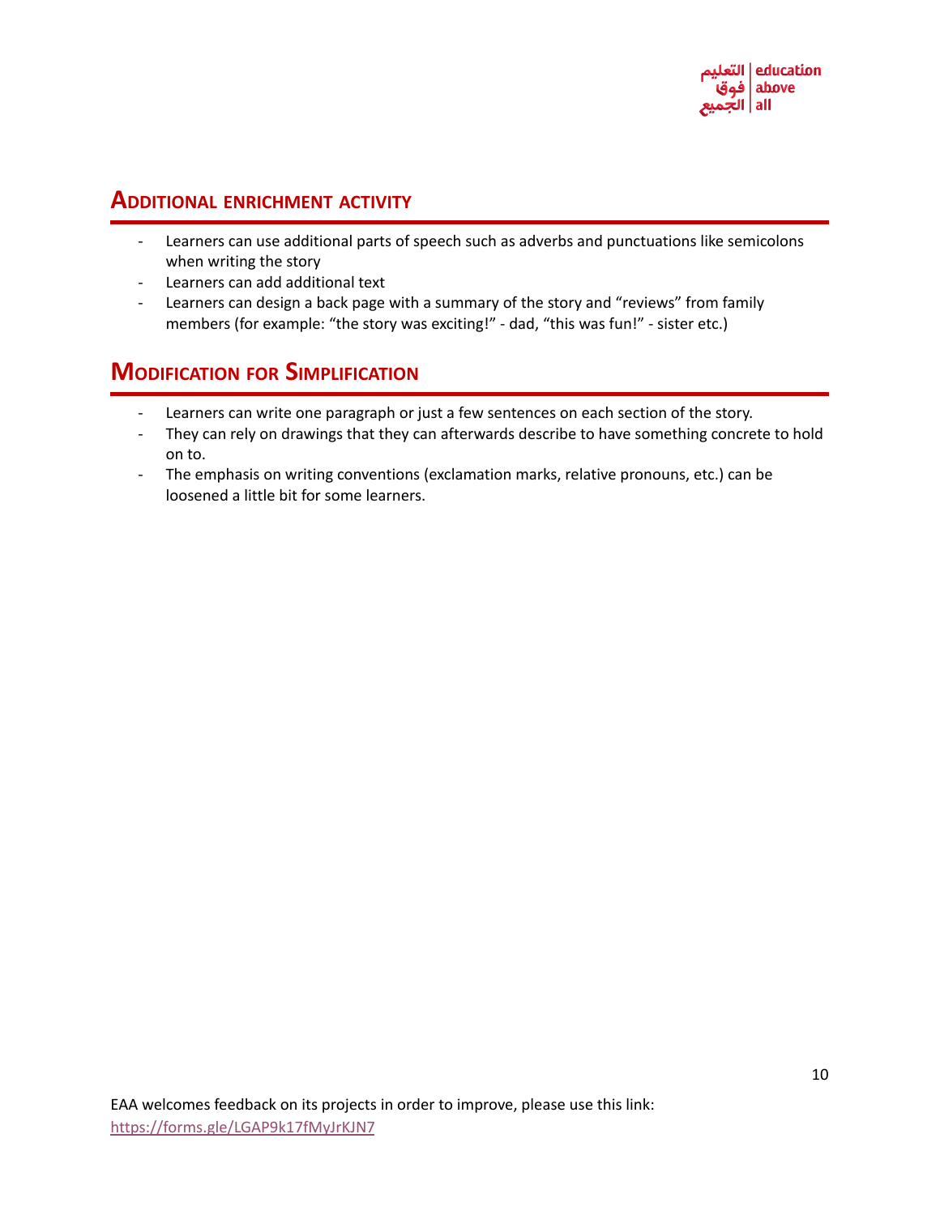## Additional enrichment activity

- Learners can use additional parts of speech such as adverbs and punctuations like semicolons when writing the story
- Learners can add additional text
- Learners can design a back page with a summary of the story and “reviews” from family members (for example: “the story was exciting!” - dad, “this was fun!” - sister etc.)

## Modification for Simplification

- Learners can write one paragraph or just a few sentences on each section of the story.
- They can rely on drawings that they can afterwards describe to have something concrete to hold on to.
- The emphasis on writing conventions (exclamation marks, relative pronouns, etc.) can be loosened a little bit for some learners.

EAA welcomes feedback on its projects in order to improve, please use this link: https://forms.gle/LGAP9k17fMyJrKJN7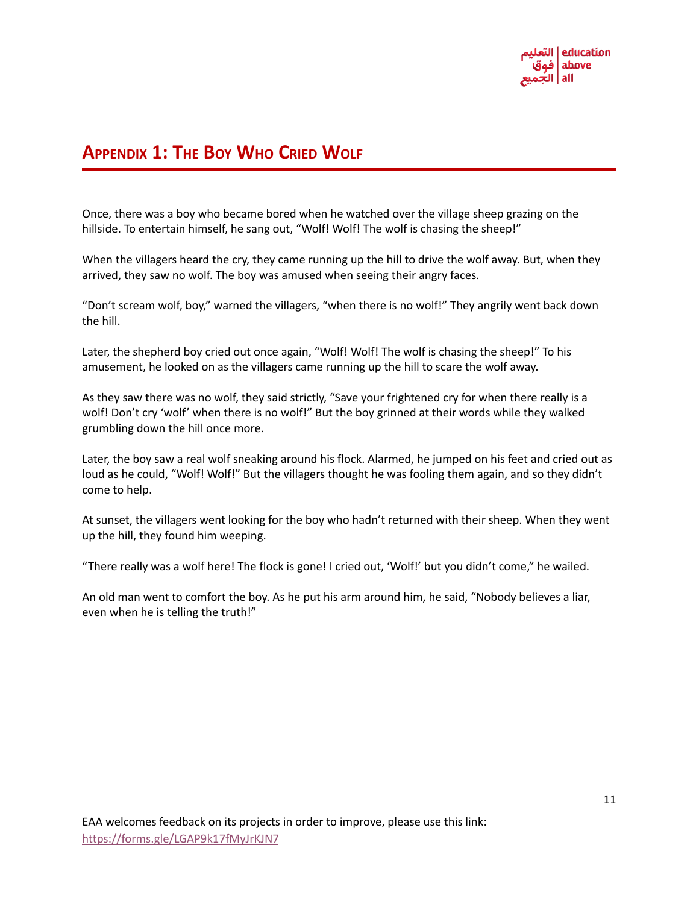## Appendix 1: The Boy Who Cried Wolf

Once, there was a boy who became bored when he watched over the village sheep grazing on the hillside. To entertain himself, he sang out, “Wolf! Wolf! The wolf is chasing the sheep!”

When the villagers heard the cry, they came running up the hill to drive the wolf away. But, when they arrived, they saw no wolf. The boy was amused when seeing their angry faces.

“Don’t scream wolf, boy,” warned the villagers, “when there is no wolf!” They angrily went back down the hill.

Later, the shepherd boy cried out once again, “Wolf! Wolf! The wolf is chasing the sheep!” To his amusement, he looked on as the villagers came running up the hill to scare the wolf away.

As they saw there was no wolf, they said strictly, “Save your frightened cry for when there really is a wolf! Don’t cry ‘wolf’ when there is no wolf!” But the boy grinned at their words while they walked grumbling down the hill once more.

Later, the boy saw a real wolf sneaking around his flock. Alarmed, he jumped on his feet and cried out as loud as he could, “Wolf! Wolf!” But the villagers thought he was fooling them again, and so they didn’t come to help.

At sunset, the villagers went looking for the boy who hadn’t returned with their sheep. When they went up the hill, they found him weeping.

“There really was a wolf here! The flock is gone! I cried out, ‘Wolf!’ but you didn’t come,” he wailed.

An old man went to comfort the boy. As he put his arm around him, he said, “Nobody believes a liar, even when he is telling the truth!”

EAA welcomes feedback on its projects in order to improve, please use this link: https://forms.gle/LGAP9k17fMyJrKJN7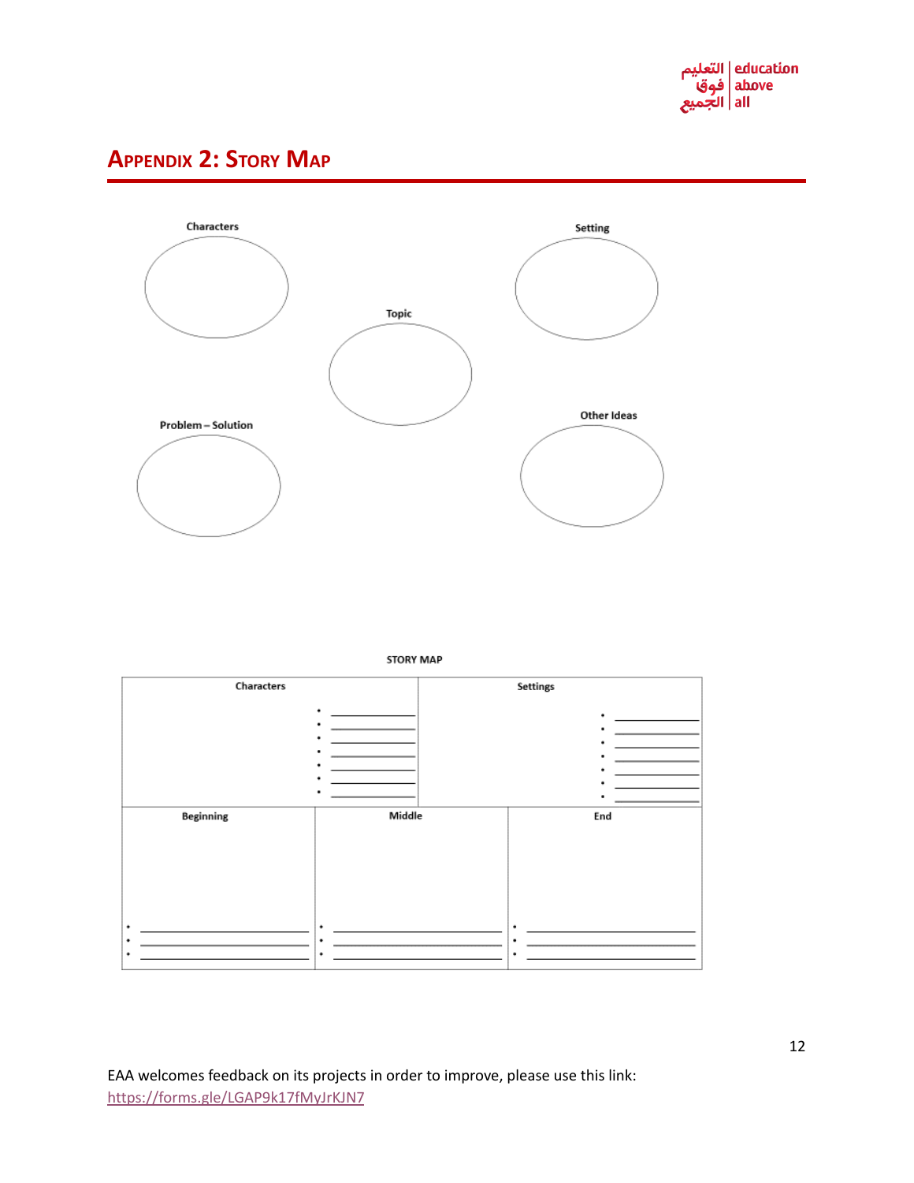## Appendix 2: Story Map

Characters

Setting

Topic

Problem – Solution

Other Ideas

STORY MAP

| Characters | | Settings |
|---|---|---|
| • ____________<br>• ____________<br>• ____________<br>• ____________<br>• ____________<br>• ____________<br>• ____________ | | • ____________<br>• ____________<br>• ____________<br>• ____________<br>• ____________<br>• ____________<br>• ____________ |
| **Beginning** | **Middle** | **End** |
| • ____________<br>• ____________<br>• ____________ | • ____________<br>• ____________<br>• ____________ | • ____________<br>• ____________<br>• ____________ |

EAA welcomes feedback on its projects in order to improve, please use this link: [https://forms.gle/LGAP9k17fMyJrKJN7](https://forms.gle/LGAP9k17fMyJrKJN7)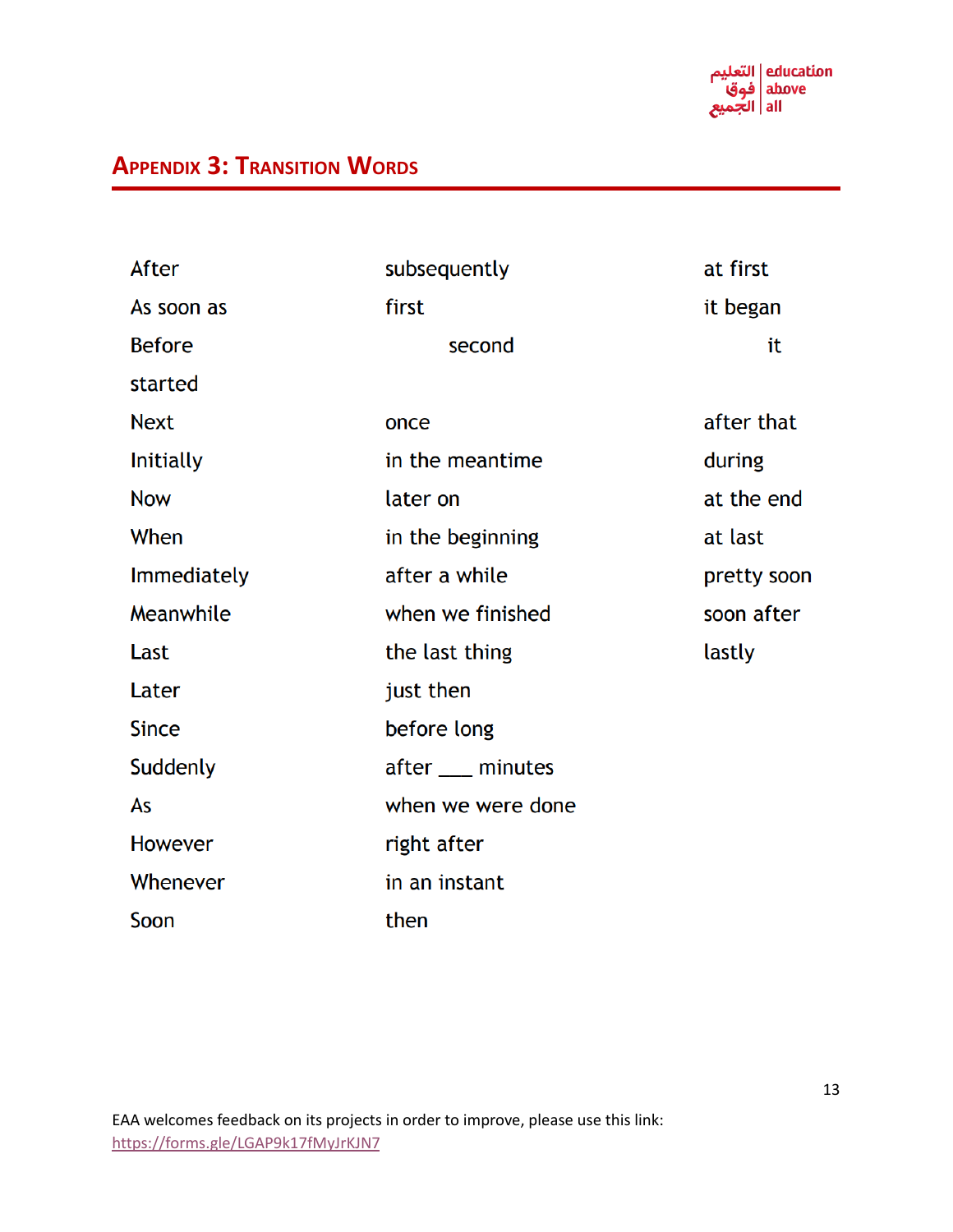## Appendix 3: Transition Words

| | | |
|---|---|---|
| After | subsequently | at first |
| As soon as | first | it began |
| Before | second | it |
| started | | |
| Next | once | after that |
| Initially | in the meantime | during |
| Now | later on | at the end |
| When | in the beginning | at last |
| Immediately | after a while | pretty soon |
| Meanwhile | when we finished | soon after |
| Last | the last thing | lastly |
| Later | just then | |
| Since | before long | |
| Suddenly | after ___ minutes | |
| As | when we were done | |
| However | right after | |
| Whenever | in an instant | |
| Soon | then | |

EAA welcomes feedback on its projects in order to improve, please use this link: https://forms.gle/LGAP9k17fMyJrKJN7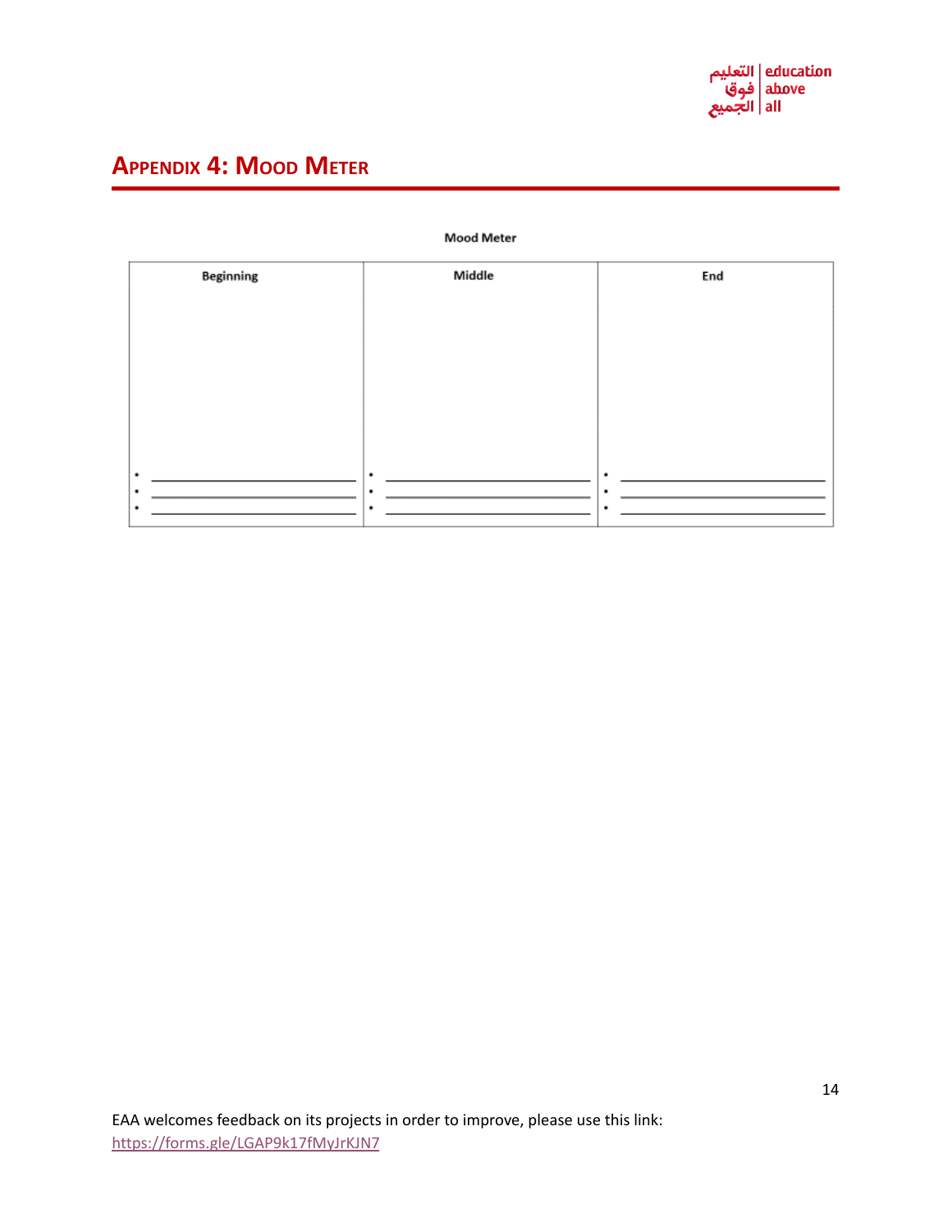## Appendix 4: Mood Meter

**Mood Meter**

| Beginning | Middle | End |
|---|---|---|
| • ____________________<br>• ____________________<br>• ____________________ | • ____________________<br>• ____________________<br>• ____________________ | • ____________________<br>• ____________________<br>• ____________________ |

EAA welcomes feedback on its projects in order to improve, please use this link: https://forms.gle/LGAP9k17fMyJrKJN7